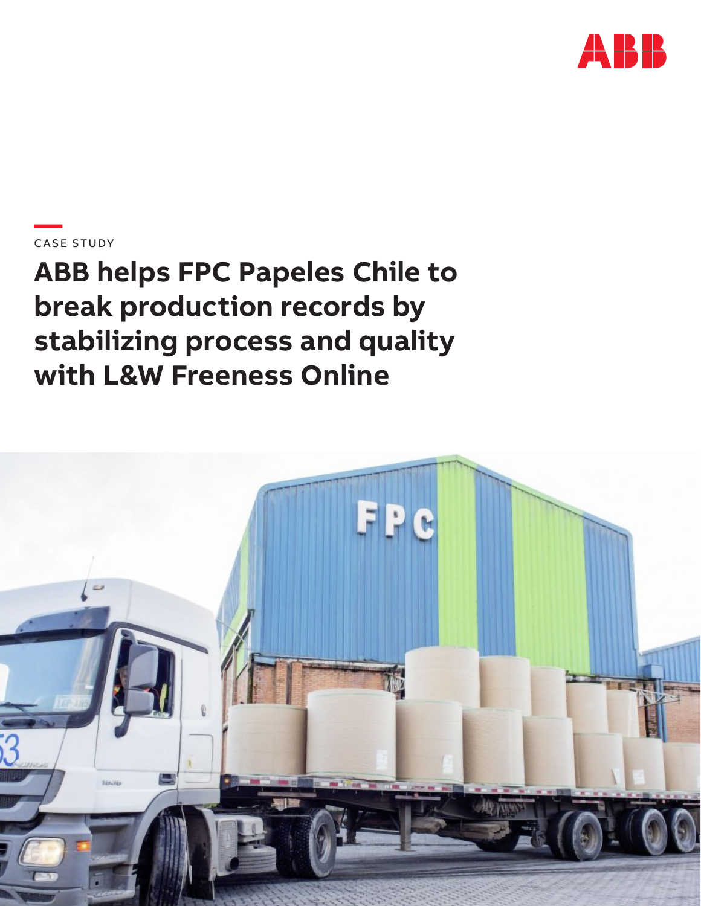CASE STUDY

# ABB helps FPC Papeles Chile to break production records by stabilizing process and quality with L&W Freeness Online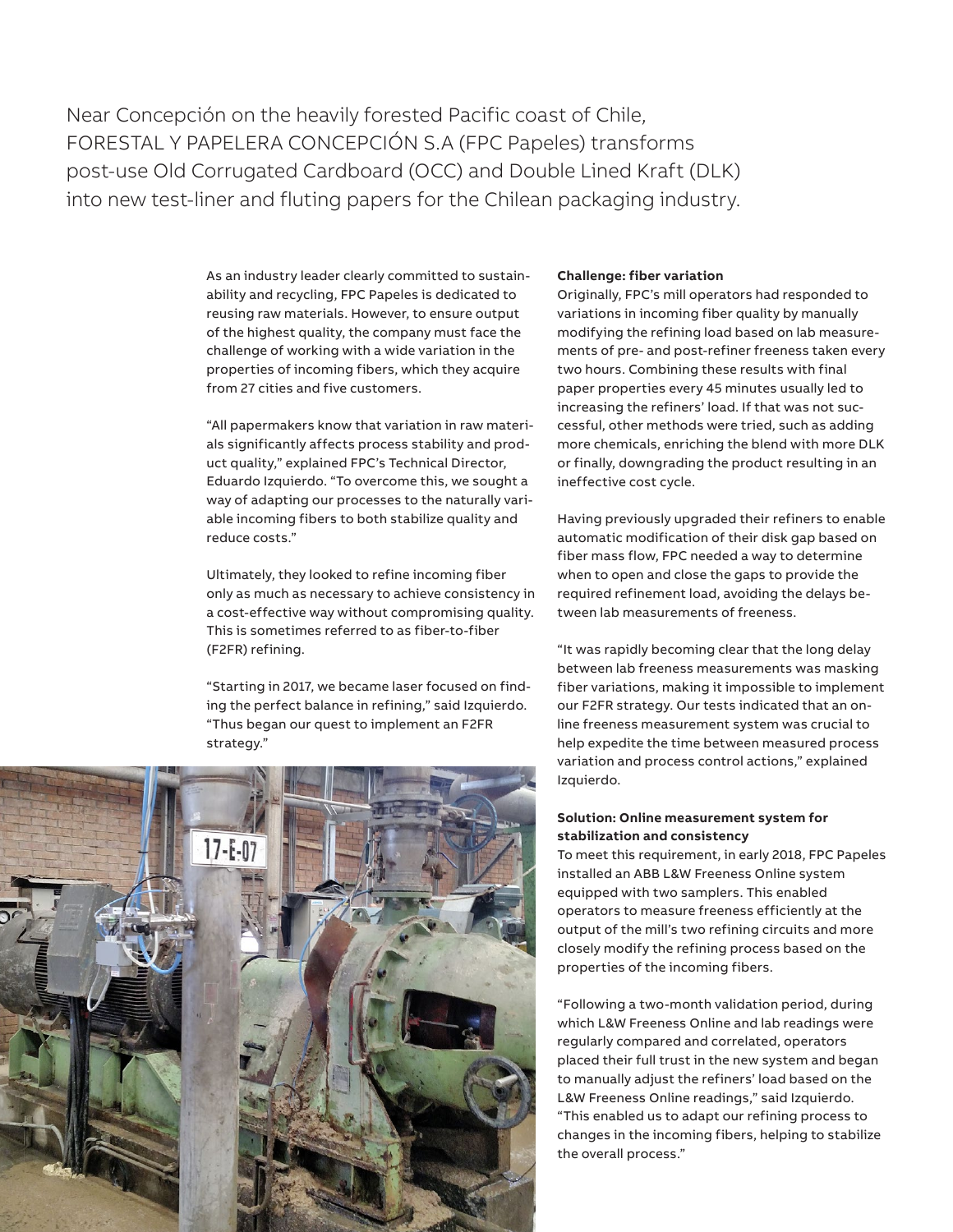Near Concepción on the heavily forested Pacific coast of Chile, FORESTAL Y PAPELERA CONCEPCIÓN S.A (FPC Papeles) transforms post-use Old Corrugated Cardboard (OCC) and Double Lined Kraft (DLK) into new test-liner and fluting papers for the Chilean packaging industry.

As an industry leader clearly committed to sustainability and recycling, FPC Papeles is dedicated to reusing raw materials. However, to ensure output of the highest quality, the company must face the challenge of working with a wide variation in the properties of incoming fibers, which they acquire from 27 cities and five customers.

"All papermakers know that variation in raw materials significantly affects process stability and product quality," explained FPC's Technical Director, Eduardo Izquierdo. "To overcome this, we sought a way of adapting our processes to the naturally variable incoming fibers to both stabilize quality and reduce costs."

Ultimately, they looked to refine incoming fiber only as much as necessary to achieve consistency in a cost-effective way without compromising quality. This is sometimes referred to as fiber-to-fiber (F2FR) refining.

"Starting in 2017, we became laser focused on finding the perfect balance in refining," said Izquierdo. "Thus began our quest to implement an F2FR strategy."

**Challenge: fiber variation**

Originally, FPC's mill operators had responded to variations in incoming fiber quality by manually modifying the refining load based on lab measurements of pre- and post-refiner freeness taken every two hours. Combining these results with final paper properties every 45 minutes usually led to increasing the refiners' load. If that was not successful, other methods were tried, such as adding more chemicals, enriching the blend with more DLK or finally, downgrading the product resulting in an ineffective cost cycle.

Having previously upgraded their refiners to enable automatic modification of their disk gap based on fiber mass flow, FPC needed a way to determine when to open and close the gaps to provide the required refinement load, avoiding the delays between lab measurements of freeness.

"It was rapidly becoming clear that the long delay between lab freeness measurements was masking fiber variations, making it impossible to implement our F2FR strategy. Our tests indicated that an online freeness measurement system was crucial to help expedite the time between measured process variation and process control actions," explained Izquierdo.

**Solution: Online measurement system for stabilization and consistency**

To meet this requirement, in early 2018, FPC Papeles installed an ABB L&W Freeness Online system equipped with two samplers. This enabled operators to measure freeness efficiently at the output of the mill's two refining circuits and more closely modify the refining process based on the properties of the incoming fibers.

"Following a two-month validation period, during which L&W Freeness Online and lab readings were regularly compared and correlated, operators placed their full trust in the new system and began to manually adjust the refiners' load based on the L&W Freeness Online readings," said Izquierdo. "This enabled us to adapt our refining process to changes in the incoming fibers, helping to stabilize the overall process."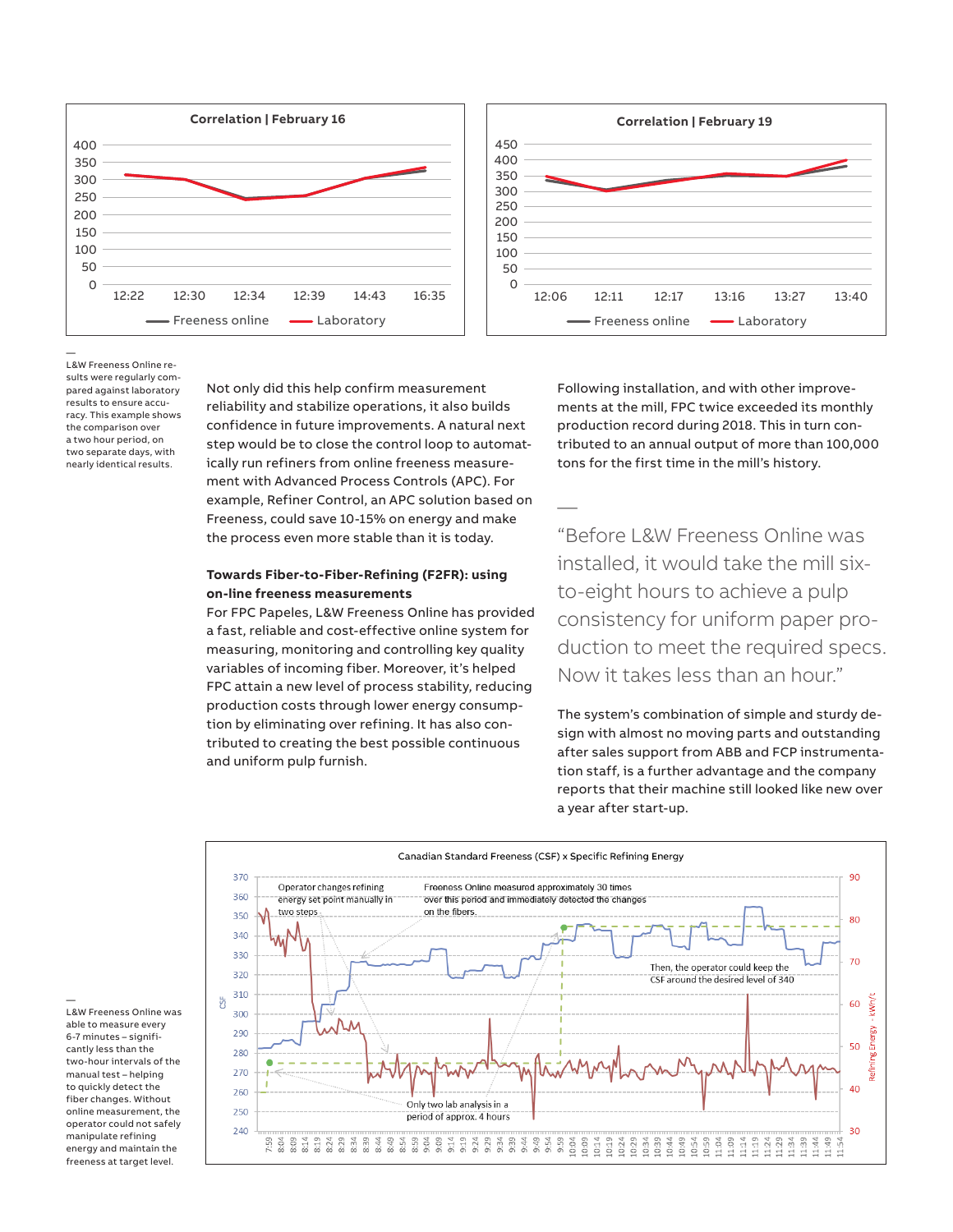L&W Freeness Online results were regularly compared against laboratory results to ensure accuracy. This example shows the comparison over a two hour period, on two separate days, with nearly identical results.

Not only did this help confirm measurement reliability and stabilize operations, it also builds confidence in future improvements. A natural next step would be to close the control loop to automatically run refiners from online freeness measurement with Advanced Process Controls (APC). For example, Refiner Control, an APC solution based on Freeness, could save 10-15% on energy and make the process even more stable than it is today.

**Towards Fiber-to-Fiber-Refining (F2FR): using on-line freeness measurements**

For FPC Papeles, L&W Freeness Online has provided a fast, reliable and cost-effective online system for measuring, monitoring and controlling key quality variables of incoming fiber. Moreover, it's helped FPC attain a new level of process stability, reducing production costs through lower energy consumption by eliminating over refining. It has also contributed to creating the best possible continuous and uniform pulp furnish.

Following installation, and with other improvements at the mill, FPC twice exceeded its monthly production record during 2018. This in turn contributed to an annual output of more than 100,000 tons for the first time in the mill's history.

> "Before L&W Freeness Online was installed, it would take the mill six-to-eight hours to achieve a pulp consistency for uniform paper production to meet the required specs. Now it takes less than an hour."

The system's combination of simple and sturdy design with almost no moving parts and outstanding after sales support from ABB and FCP instrumentation staff, is a further advantage and the company reports that their machine still looked like new over a year after start-up.

L&W Freeness Online was able to measure every 6-7 minutes – significantly less than the two-hour intervals of the manual test – helping to quickly detect the fiber changes. Without online measurement, the operator could not safely manipulate refining energy and maintain the freeness at target level.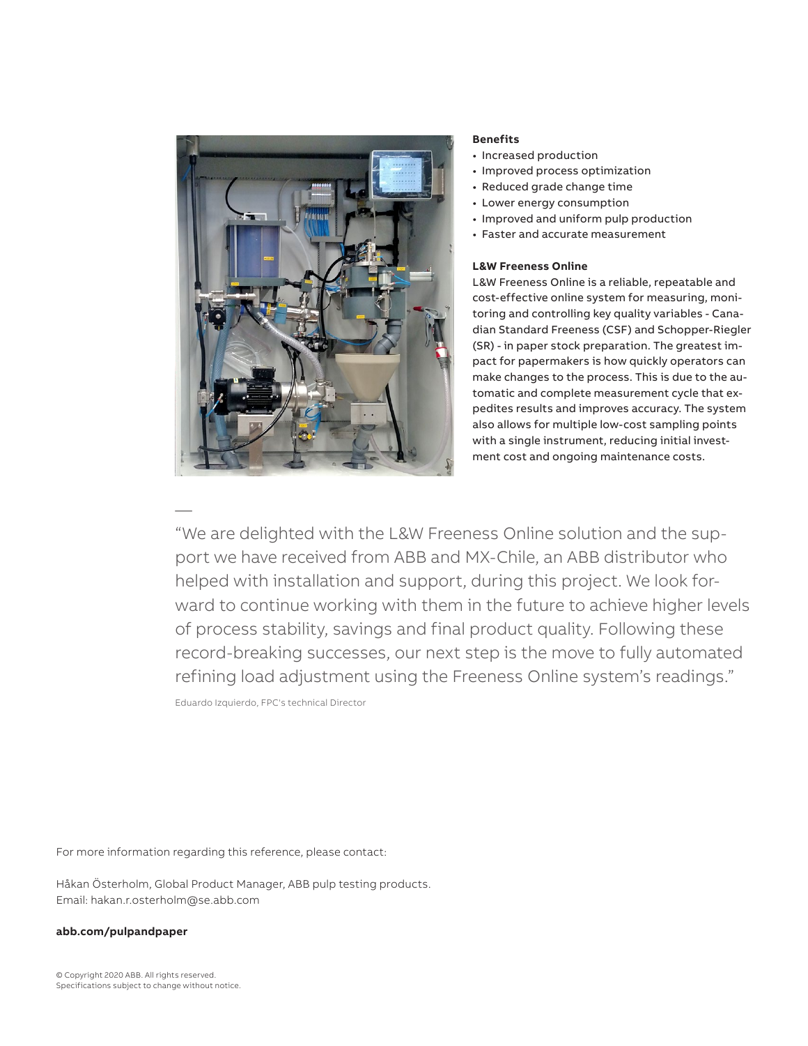**Benefits**

- Increased production
- Improved process optimization
- Reduced grade change time
- Lower energy consumption
- Improved and uniform pulp production
- Faster and accurate measurement

**L&W Freeness Online**

L&W Freeness Online is a reliable, repeatable and cost-effective online system for measuring, monitoring and controlling key quality variables - Canadian Standard Freeness (CSF) and Schopper-Riegler (SR) - in paper stock preparation. The greatest impact for papermakers is how quickly operators can make changes to the process. This is due to the automatic and complete measurement cycle that expedites results and improves accuracy. The system also allows for multiple low-cost sampling points with a single instrument, reducing initial investment cost and ongoing maintenance costs.

—

"We are delighted with the L&W Freeness Online solution and the support we have received from ABB and MX-Chile, an ABB distributor who helped with installation and support, during this project. We look forward to continue working with them in the future to achieve higher levels of process stability, savings and final product quality. Following these record-breaking successes, our next step is the move to fully automated refining load adjustment using the Freeness Online system's readings."

Eduardo Izquierdo, FPC's technical Director

For more information regarding this reference, please contact:

Håkan Österholm, Global Product Manager, ABB pulp testing products.
Email: hakan.r.osterholm@se.abb.com

**abb.com/pulpandpaper**

© Copyright 2020 ABB. All rights reserved.
Specifications subject to change without notice.